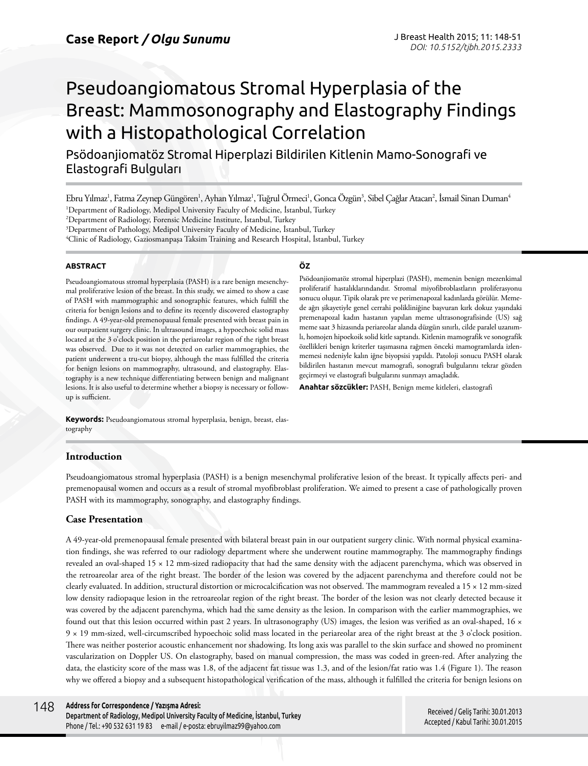Case Report / *Olgu Sunumu*

DOI: 10.5152/tjbh.2015.2333

# Pseudoangiomatous Stromal Hyperplasia of the Breast: Mammosonography and Elastography Findings with a Histopathological Correlation

## Psödoanjiomatöz Stromal Hiperplazi Bildirilen Kitlenin Mamo-Sonografi ve Elastografi Bulguları

Ebru Yılmaz[1], Fatma Zeynep Güngören[1], Ayhan Yılmaz[1], Tuğrul Örmeci[1], Gonca Özgün[3], Sibel Çağlar Atacan[2], İsmail Sinan Duman[4]

[1]Department of Radiology, Medipol University Faculty of Medicine, İstanbul, Turkey
[2]Department of Radiology, Forensic Medicine Institute, İstanbul, Turkey
[3]Department of Pathology, Medipol University Faculty of Medicine, İstanbul, Turkey
[4]Clinic of Radiology, Gaziosmanpaşa Taksim Training and Research Hospital, İstanbul, Turkey

### ABSTRACT

Pseudoangiomatous stromal hyperplasia (PASH) is a rare benign mesenchymal proliferative lesion of the breast. In this study, we aimed to show a case of PASH with mammographic and sonographic features, which fulfill the criteria for benign lesions and to define its recently discovered elastography findings. A 49-year-old premenopausal female presented with breast pain in our outpatient surgery clinic. In ultrasound images, a hypoechoic solid mass located at the 3 o'clock position in the periareolar region of the right breast was observed. Due to it was not detected on earlier mammographies, the patient underwent a tru-cut biopsy, although the mass fulfilled the criteria for benign lesions on mammography, ultrasound, and elastography. Elastography is a new technique differentiating between benign and malignant lesions. It is also useful to determine whether a biopsy is necessary or follow-up is sufficient.

**Keywords:** Pseudoangiomatous stromal hyperplasia, benign, breast, elastography

### ÖZ

Psödoanjiomatöz stromal hiperplazi (PASH), memenin benign mezenkimal proliferatif hastalıklarındandır. Stromal miyofibroblastların proliferasyonu sonucu oluşur. Tipik olarak pre ve perimenapozal kadınlarda görülür. Memede ağrı şikayetiyle genel cerrahi polikliniğine başvuran kırk dokuz yaşındaki premenapozal kadın hastanın yapılan meme ultrasonografisinde (US) sağ meme saat 3 hizasında periareolar alanda düzgün sınırlı, cilde paralel uzanımlı, homojen hipoekoik solid kitle saptandı. Kitlenin mamografik ve sonografik özellikleri benign kriterler taşımasına rağmen önceki mamogramlarda izlenmemesi nedeniyle kalın iğne biyopsiyi yapıldı. Patoloji sonucu PASH olarak bildirilen hastanın mevcut mamografi, sonografi bulgularını tekrar gözden geçirmeyi ve elastografi bulgularını sunmayı amaçladık.

**Anahtar sözcükler:** PASH, Benign meme kitleleri, elastografi

## Introduction

Pseudoangiomatous stromal hyperplasia (PASH) is a benign mesenchymal proliferative lesion of the breast. It typically affects peri- and premenopausal women and occurs as a result of stromal myofibroblast proliferation. We aimed to present a case of pathologically proven PASH with its mammography, sonography, and elastography findings.

## Case Presentation

A 49-year-old premenopausal female presented with bilateral breast pain in our outpatient surgery clinic. With normal physical examination findings, she was referred to our radiology department where she underwent routine mammography. The mammography findings revealed an oval-shaped 15 × 12 mm-sized radiopacity that had the same density with the adjacent parenchyma, which was observed in the retroareolar area of the right breast. The border of the lesion was covered by the adjacent parenchyma and therefore could not be clearly evaluated. In addition, structural distortion or microcalcification was not observed. The mammogram revealed a 15 × 12 mm-sized low density radiopaque lesion in the retroareolar region of the right breast. The border of the lesion was not clearly detected because it was covered by the adjacent parenchyma, which had the same density as the lesion. In comparison with the earlier mammographies, we found out that this lesion occurred within past 2 years. In ultrasonography (US) images, the lesion was verified as an oval-shaped, 16 × 9 × 19 mm-sized, well-circumscribed hypoechoic solid mass located in the periareolar area of the right breast at the 3 o'clock position. There was neither posterior acoustic enhancement nor shadowing. Its long axis was parallel to the skin surface and showed no prominent vascularization on Doppler US. On elastography, based on manual compression, the mass was coded in green-red. After analyzing the data, the elasticity score of the mass was 1.8, of the adjacent fat tissue was 1.3, and of the lesion/fat ratio was 1.4 (Figure 1). The reason why we offered a biopsy and a subsequent histopathological verification of the mass, although it fulfilled the criteria for benign lesions on

**Address for Correspondence / Yazışma Adresi:**
Department of Radiology, Medipol University Faculty of Medicine, İstanbul, Turkey
Phone / Tel.: +90 532 631 19 83 e-mail / e-posta: ebruyilmaz99@yahoo.com

Received / Geliş Tarihi: 30.01.2013
Accepted / Kabul Tarihi: 30.01.2015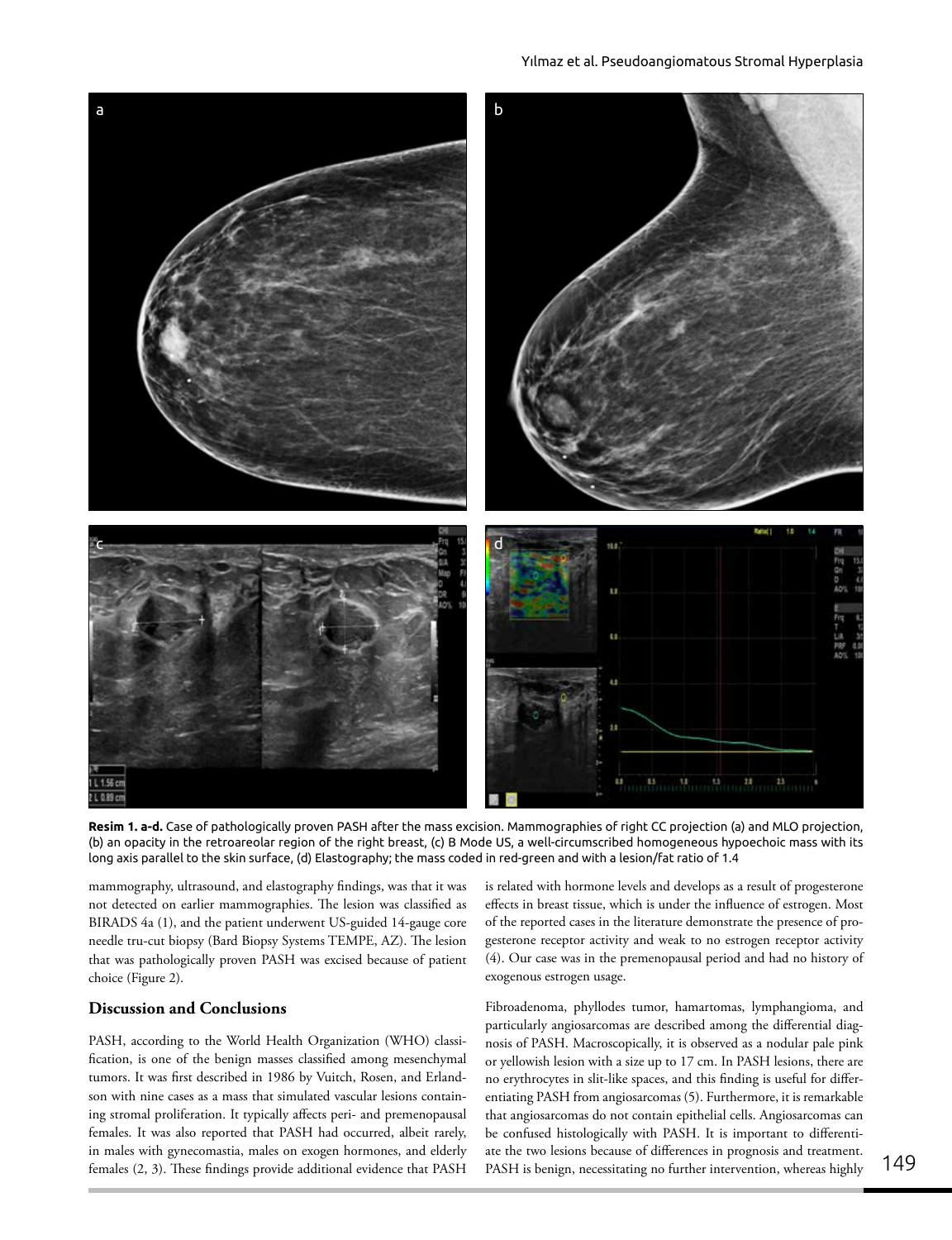**Resim 1. a-d.** Case of pathologically proven PASH after the mass excision. Mammographies of right CC projection (a) and MLO projection, (b) an opacity in the retroareolar region of the right breast, (c) B Mode US, a well-circumscribed homogeneous hypoechoic mass with its long axis parallel to the skin surface, (d) Elastography; the mass coded in red-green and with a lesion/fat ratio of 1.4

mammography, ultrasound, and elastography findings, was that it was not detected on earlier mammographies. The lesion was classified as BIRADS 4a (1), and the patient underwent US-guided 14-gauge core needle tru-cut biopsy (Bard Biopsy Systems TEMPE, AZ). The lesion that was pathologically proven PASH was excised because of patient choice (Figure 2).

## Discussion and Conclusions

PASH, according to the World Health Organization (WHO) classification, is one of the benign masses classified among mesenchymal tumors. It was first described in 1986 by Vuitch, Rosen, and Erlandson with nine cases as a mass that simulated vascular lesions containing stromal proliferation. It typically affects peri- and premenopausal females. It was also reported that PASH had occurred, albeit rarely, in males with gynecomastia, males on exogen hormones, and elderly females (2, 3). These findings provide additional evidence that PASH is related with hormone levels and develops as a result of progesterone effects in breast tissue, which is under the influence of estrogen. Most of the reported cases in the literature demonstrate the presence of progesterone receptor activity and weak to no estrogen receptor activity (4). Our case was in the premenopausal period and had no history of exogenous estrogen usage.

Fibroadenoma, phyllodes tumor, hamartomas, lymphangioma, and particularly angiosarcomas are described among the differential diagnosis of PASH. Macroscopically, it is observed as a nodular pale pink or yellowish lesion with a size up to 17 cm. In PASH lesions, there are no erythrocytes in slit-like spaces, and this finding is useful for differentiating PASH from angiosarcomas (5). Furthermore, it is remarkable that angiosarcomas do not contain epithelial cells. Angiosarcomas can be confused histologically with PASH. It is important to differentiate the two lesions because of differences in prognosis and treatment. PASH is benign, necessitating no further intervention, whereas highly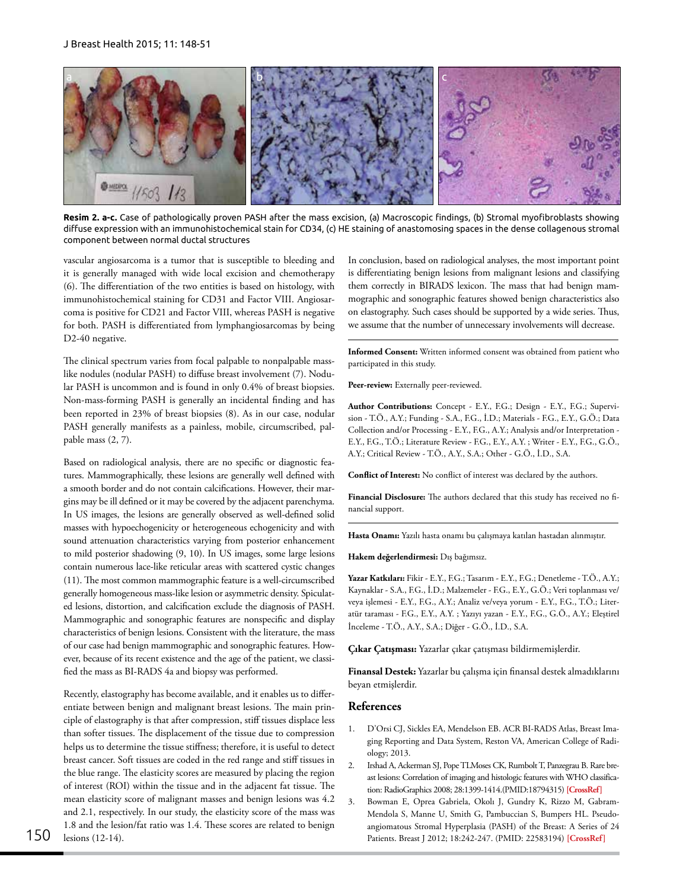Resim 2. a-c. Case of pathologically proven PASH after the mass excision, (a) Macroscopic findings, (b) Stromal myofibroblasts showing diffuse expression with an immunohistochemical stain for CD34, (c) HE staining of anastomosing spaces in the dense collagenous stromal component between normal ductal structures

vascular angiosarcoma is a tumor that is susceptible to bleeding and it is generally managed with wide local excision and chemotherapy (6). The differentiation of the two entities is based on histology, with immunohistochemical staining for CD31 and Factor VIII. Angiosarcoma is positive for CD21 and Factor VIII, whereas PASH is negative for both. PASH is differentiated from lymphangiosarcomas by being D2-40 negative.

The clinical spectrum varies from focal palpable to nonpalpable mass-like nodules (nodular PASH) to diffuse breast involvement (7). Nodular PASH is uncommon and is found in only 0.4% of breast biopsies. Non-mass-forming PASH is generally an incidental finding and has been reported in 23% of breast biopsies (8). As in our case, nodular PASH generally manifests as a painless, mobile, circumscribed, palpable mass (2, 7).

Based on radiological analysis, there are no specific or diagnostic features. Mammographically, these lesions are generally well defined with a smooth border and do not contain calcifications. However, their margins may be ill defined or it may be covered by the adjacent parenchyma. In US images, the lesions are generally observed as well-defined solid masses with hypoechogenicity or heterogeneous echogenicity and with sound attenuation characteristics varying from posterior enhancement to mild posterior shadowing (9, 10). In US images, some large lesions contain numerous lace-like reticular areas with scattered cystic changes (11). The most common mammographic feature is a well-circumscribed generally homogeneous mass-like lesion or asymmetric density. Spiculated lesions, distortion, and calcification exclude the diagnosis of PASH. Mammographic and sonographic features are nonspecific and display characteristics of benign lesions. Consistent with the literature, the mass of our case had benign mammographic and sonographic features. However, because of its recent existence and the age of the patient, we classified the mass as BI-RADS 4a and biopsy was performed.

Recently, elastography has become available, and it enables us to differentiate between benign and malignant breast lesions. The main principle of elastography is that after compression, stiff tissues displace less than softer tissues. The displacement of the tissue due to compression helps us to determine the tissue stiffness; therefore, it is useful to detect breast cancer. Soft tissues are coded in the red range and stiff tissues in the blue range. The elasticity scores are measured by placing the region of interest (ROI) within the tissue and in the adjacent fat tissue. The mean elasticity score of malignant masses and benign lesions was 4.2 and 2.1, respectively. In our study, the elasticity score of the mass was 1.8 and the lesion/fat ratio was 1.4. These scores are related to benign lesions (12-14).

In conclusion, based on radiological analyses, the most important point is differentiating benign lesions from malignant lesions and classifying them correctly in BIRADS lexicon. The mass that had benign mammographic and sonographic features showed benign characteristics also on elastography. Such cases should be supported by a wide series. Thus, we assume that the number of unnecessary involvements will decrease.

**Informed Consent:** Written informed consent was obtained from patient who participated in this study.

**Peer-review:** Externally peer-reviewed.

**Author Contributions:** Concept - E.Y., F.G.; Design - E.Y., F.G.; Supervision - T.Ö., A.Y.; Funding - S.A., F.G., İ.D.; Materials - F.G., E.Y., G.Ö.; Data Collection and/or Processing - E.Y., F.G., A.Y.; Analysis and/or Interpretation - E.Y., F.G., T.Ö.; Literature Review - F.G., E.Y., A.Y. ; Writer - E.Y., F.G., G.Ö., A.Y.; Critical Review - T.Ö., A.Y., S.A.; Other - G.Ö., İ.D., S.A.

**Conflict of Interest:** No conflict of interest was declared by the authors.

**Financial Disclosure:** The authors declared that this study has received no financial support.

**Hasta Onamı:** Yazılı hasta onamı bu çalışmaya katılan hastadan alınmıştır.

**Hakem değerlendirmesi:** Dış bağımsız.

**Yazar Katkıları:** Fikir - E.Y., F.G.; Tasarım - E.Y., F.G.; Denetleme - T.Ö., A.Y.; Kaynaklar - S.A., F.G., İ.D.; Malzemeler - F.G., E.Y., G.Ö.; Veri toplanması ve/veya işlemesi - E.Y., F.G., A.Y.; Analiz ve/veya yorum - E.Y., F.G., T.Ö.; Literatür taraması - F.G., E.Y., A.Y. ; Yazıyı yazan - E.Y., F.G., G.Ö., A.Y.; Eleştirel İnceleme - T.Ö., A.Y., S.A.; Diğer - G.Ö., İ.D., S.A.

**Çıkar Çatışması:** Yazarlar çıkar çatışması bildirmemişlerdir.

**Finansal Destek:** Yazarlar bu çalışma için finansal destek almadıklarını beyan etmişlerdir.

## References

1. D'Orsi CJ, Sickles EA, Mendelson EB. ACR BI-RADS Atlas, Breast Imaging Reporting and Data System, Reston VA, American College of Radiology; 2013.
2. Irshad A, Ackerman SJ, Pope TLMoses CK, Rumbolt T, Panzegrau B. Rare breast lesions: Correlation of imaging and histologic features with WHO classification: RadioGraphics 2008; 28:1399-1414.(PMID:18794315) [CrossRef]
3. Bowman E, Oprea Gabriela, Okolı J, Gundry K, Rizzo M, Gabram-Mendola S, Manne U, Smith G, Pambuccian S, Bumpers HL. Pseudoangiomatous Stromal Hyperplasia (PASH) of the Breast: A Series of 24 Patients. Breast J 2012; 18:242-247. (PMID: 22583194) [CrossRef]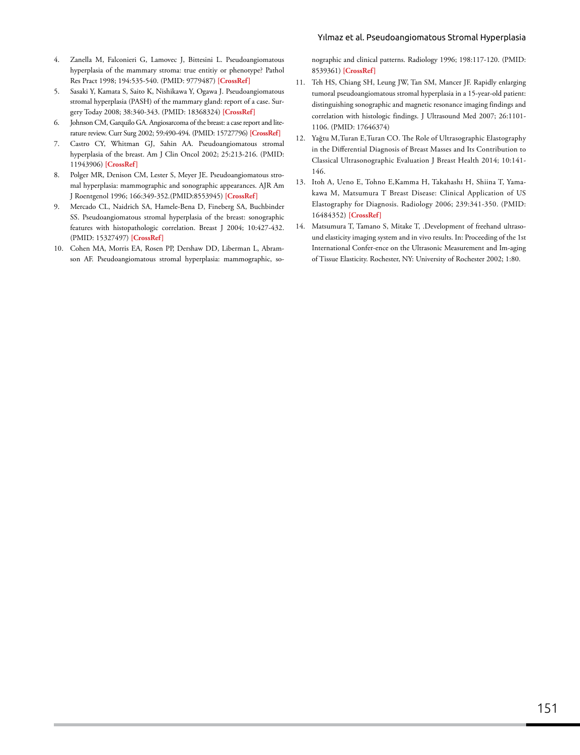4. Zanella M, Falconieri G, Lamovec J, Bittesini L. Pseudoangiomatous hyperplasia of the mammary stroma: true entitiy or phenotype? Pathol Res Pract 1998; 194:535-540. (PMID: 9779487) [CrossRef]
5. Sasaki Y, Kamata S, Saito K, Nishikawa Y, Ogawa J. Pseudoangiomatous stromal hyperplasia (PASH) of the mammary gland: report of a case. Surgery Today 2008; 38:340-343. (PMID: 18368324) [CrossRef]
6. Johnson CM, Garquilo GA. Angiosarcoma of the breast: a case report and literature review. Curr Surg 2002; 59:490-494. (PMID: 15727796) [CrossRef]
7. Castro CY, Whitman GJ, Sahin AA. Pseudoangiomatous stromal hyperplasia of the breast. Am J Clin Oncol 2002; 25:213-216. (PMID: 11943906) [CrossRef]
8. Polger MR, Denison CM, Lester S, Meyer JE. Pseudoangiomatous stromal hyperplasia: mammographic and sonographic appearances. AJR Am J Roentgenol 1996; 166:349-352.(PMID:8553945) [CrossRef]
9. Mercado CL, Naidrich SA, Hamele-Bena D, Fineberg SA, Buchbinder SS. Pseudoangiomatous stromal hyperplasia of the breast: sonographic features with histopathologic correlation. Breast J 2004; 10:427-432. (PMID: 15327497) [CrossRef]
10. Cohen MA, Morris EA, Rosen PP, Dershaw DD, Liberman L, Abramson AF. Pseudoangiomatous stromal hyperplasia: mammographic, sonographic and clinical patterns. Radiology 1996; 198:117-120. (PMID: 8539361) [CrossRef]
11. Teh HS, Chiang SH, Leung JW, Tan SM, Mancer JF. Rapidly enlarging tumoral pseudoangiomatous stromal hyperplasia in a 15-year-old patient: distinguishing sonographic and magnetic resonance imaging findings and correlation with histologic findings. J Ultrasound Med 2007; 26:1101-1106. (PMID: 17646374)
12. Yağtu M,Turan E,Turan CO. The Role of Ultrasographic Elastography in the Differential Diagnosis of Breast Masses and Its Contribution to Classical Ultrasonographic Evaluation J Breast Health 2014; 10:141-146.
13. Itoh A, Ueno E, Tohno E,Kamma H, Takahashı H, Shiina T, Yamakawa M, Matsumura T Breast Disease: Clinical Application of US Elastography for Diagnosis. Radiology 2006; 239:341-350. (PMID: 16484352) [CrossRef]
14. Matsumura T, Tamano S, Mitake T, .Development of freehand ultrasound elasticity imaging system and in vivo results. In: Proceeding of the 1st International Confer-ence on the Ultrasonic Measurement and Im-aging of Tissue Elasticity. Rochester, NY: University of Rochester 2002; 1:80.